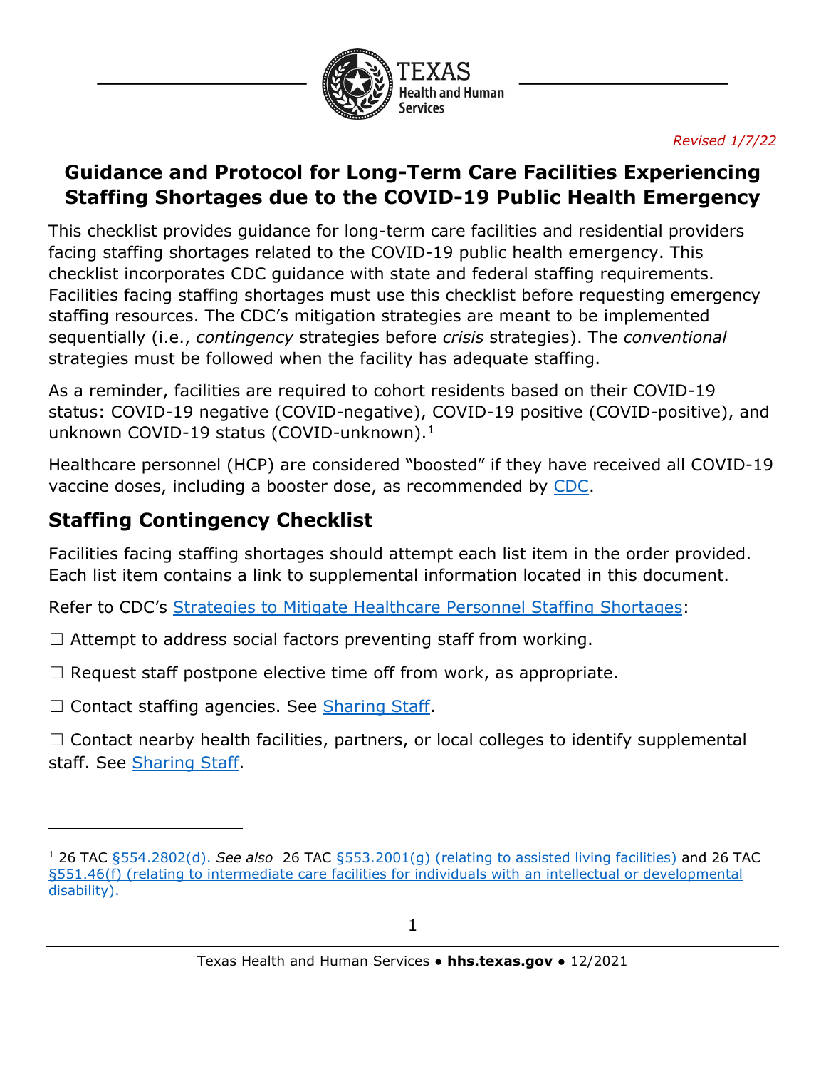Revised 1/7/22

# Guidance and Protocol for Long-Term Care Facilities Experiencing Staffing Shortages due to the COVID-19 Public Health Emergency

This checklist provides guidance for long-term care facilities and residential providers facing staffing shortages related to the COVID-19 public health emergency. This checklist incorporates CDC guidance with state and federal staffing requirements. Facilities facing staffing shortages must use this checklist before requesting emergency staffing resources. The CDC's mitigation strategies are meant to be implemented sequentially (i.e., *contingency* strategies before *crisis* strategies). The *conventional* strategies must be followed when the facility has adequate staffing.

As a reminder, facilities are required to cohort residents based on their COVID-19 status: COVID-19 negative (COVID-negative), COVID-19 positive (COVID-positive), and unknown COVID-19 status (COVID-unknown).[1]

Healthcare personnel (HCP) are considered "boosted" if they have received all COVID-19 vaccine doses, including a booster dose, as recommended by CDC.

## Staffing Contingency Checklist

Facilities facing staffing shortages should attempt each list item in the order provided. Each list item contains a link to supplemental information located in this document.

Refer to CDC's Strategies to Mitigate Healthcare Personnel Staffing Shortages:

☐ Attempt to address social factors preventing staff from working.

☐ Request staff postpone elective time off from work, as appropriate.

☐ Contact staffing agencies. See Sharing Staff.

☐ Contact nearby health facilities, partners, or local colleges to identify supplemental staff. See Sharing Staff.

---

[1] 26 TAC §554.2802(d). *See also* 26 TAC §553.2001(g) (relating to assisted living facilities) and 26 TAC §551.46(f) (relating to intermediate care facilities for individuals with an intellectual or developmental disability).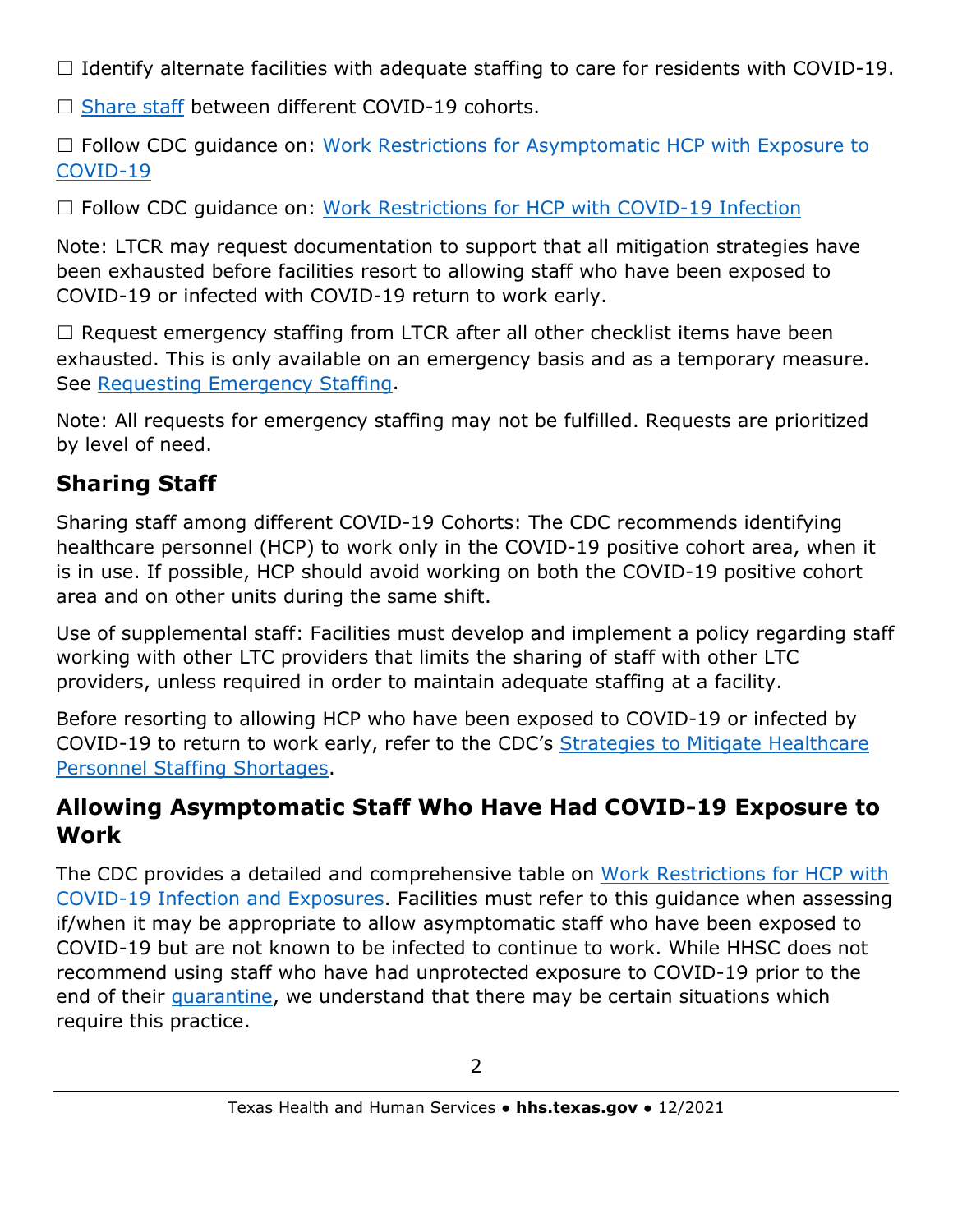☐ Identify alternate facilities with adequate staffing to care for residents with COVID-19.

☐ Share staff between different COVID-19 cohorts.

☐ Follow CDC guidance on: Work Restrictions for Asymptomatic HCP with Exposure to COVID-19

☐ Follow CDC guidance on: Work Restrictions for HCP with COVID-19 Infection

Note: LTCR may request documentation to support that all mitigation strategies have been exhausted before facilities resort to allowing staff who have been exposed to COVID-19 or infected with COVID-19 return to work early.

☐ Request emergency staffing from LTCR after all other checklist items have been exhausted. This is only available on an emergency basis and as a temporary measure. See Requesting Emergency Staffing.

Note: All requests for emergency staffing may not be fulfilled. Requests are prioritized by level of need.

## Sharing Staff

Sharing staff among different COVID-19 Cohorts: The CDC recommends identifying healthcare personnel (HCP) to work only in the COVID-19 positive cohort area, when it is in use. If possible, HCP should avoid working on both the COVID-19 positive cohort area and on other units during the same shift.

Use of supplemental staff: Facilities must develop and implement a policy regarding staff working with other LTC providers that limits the sharing of staff with other LTC providers, unless required in order to maintain adequate staffing at a facility.

Before resorting to allowing HCP who have been exposed to COVID-19 or infected by COVID-19 to return to work early, refer to the CDC's Strategies to Mitigate Healthcare Personnel Staffing Shortages.

## Allowing Asymptomatic Staff Who Have Had COVID-19 Exposure to Work

The CDC provides a detailed and comprehensive table on Work Restrictions for HCP with COVID-19 Infection and Exposures. Facilities must refer to this guidance when assessing if/when it may be appropriate to allow asymptomatic staff who have been exposed to COVID-19 but are not known to be infected to continue to work. While HHSC does not recommend using staff who have had unprotected exposure to COVID-19 prior to the end of their quarantine, we understand that there may be certain situations which require this practice.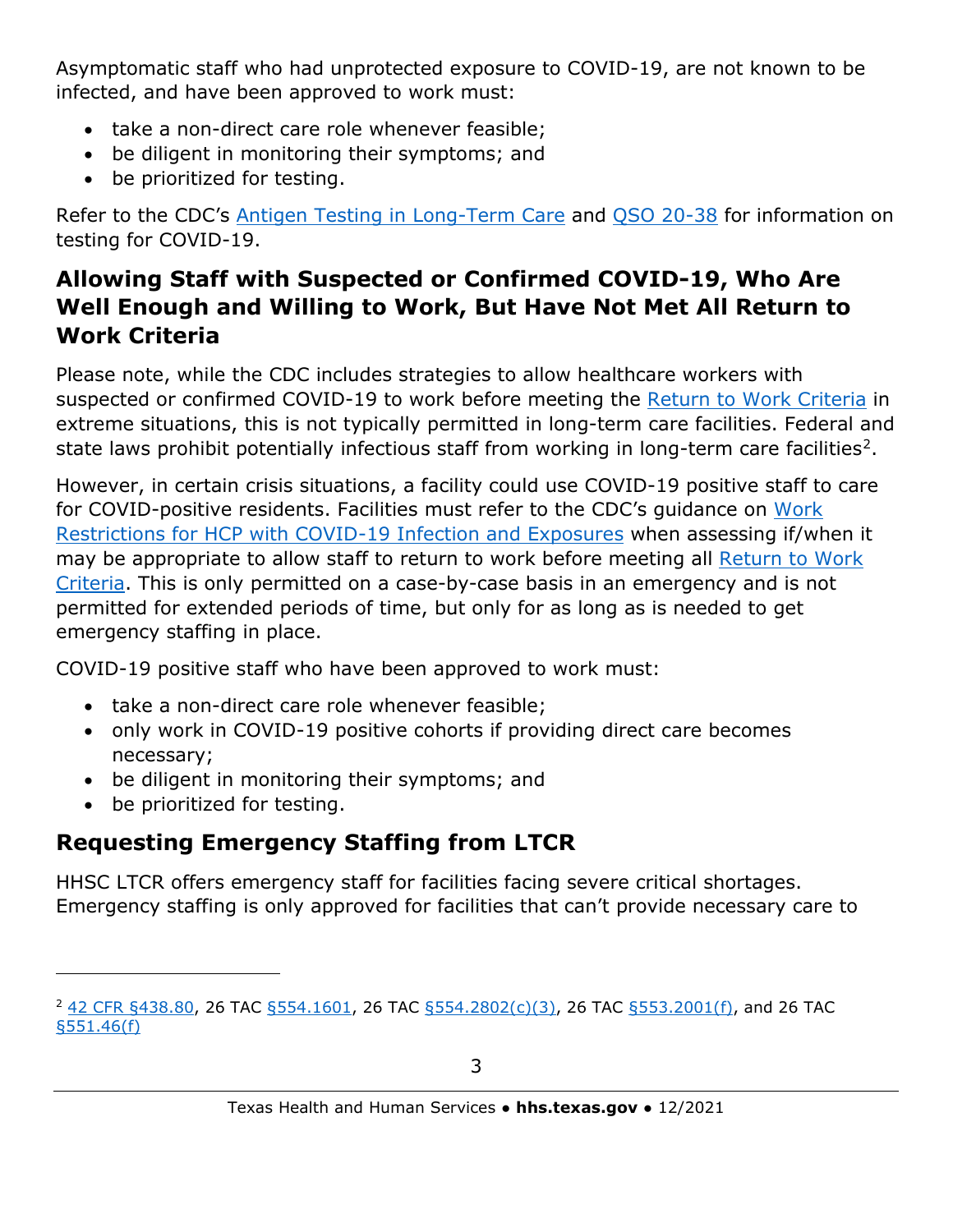Asymptomatic staff who had unprotected exposure to COVID-19, are not known to be infected, and have been approved to work must:

- take a non-direct care role whenever feasible;
- be diligent in monitoring their symptoms; and
- be prioritized for testing.

Refer to the CDC's Antigen Testing in Long-Term Care and QSO 20-38 for information on testing for COVID-19.

## Allowing Staff with Suspected or Confirmed COVID-19, Who Are Well Enough and Willing to Work, But Have Not Met All Return to Work Criteria

Please note, while the CDC includes strategies to allow healthcare workers with suspected or confirmed COVID-19 to work before meeting the Return to Work Criteria in extreme situations, this is not typically permitted in long-term care facilities. Federal and state laws prohibit potentially infectious staff from working in long-term care facilities[2].

However, in certain crisis situations, a facility could use COVID-19 positive staff to care for COVID-positive residents. Facilities must refer to the CDC's guidance on Work Restrictions for HCP with COVID-19 Infection and Exposures when assessing if/when it may be appropriate to allow staff to return to work before meeting all Return to Work Criteria. This is only permitted on a case-by-case basis in an emergency and is not permitted for extended periods of time, but only for as long as is needed to get emergency staffing in place.

COVID-19 positive staff who have been approved to work must:

- take a non-direct care role whenever feasible;
- only work in COVID-19 positive cohorts if providing direct care becomes necessary;
- be diligent in monitoring their symptoms; and
- be prioritized for testing.

## Requesting Emergency Staffing from LTCR

HHSC LTCR offers emergency staff for facilities facing severe critical shortages. Emergency staffing is only approved for facilities that can't provide necessary care to

---

[2] 42 CFR §438.80, 26 TAC §554.1601, 26 TAC §554.2802(c)(3), 26 TAC §553.2001(f), and 26 TAC §551.46(f)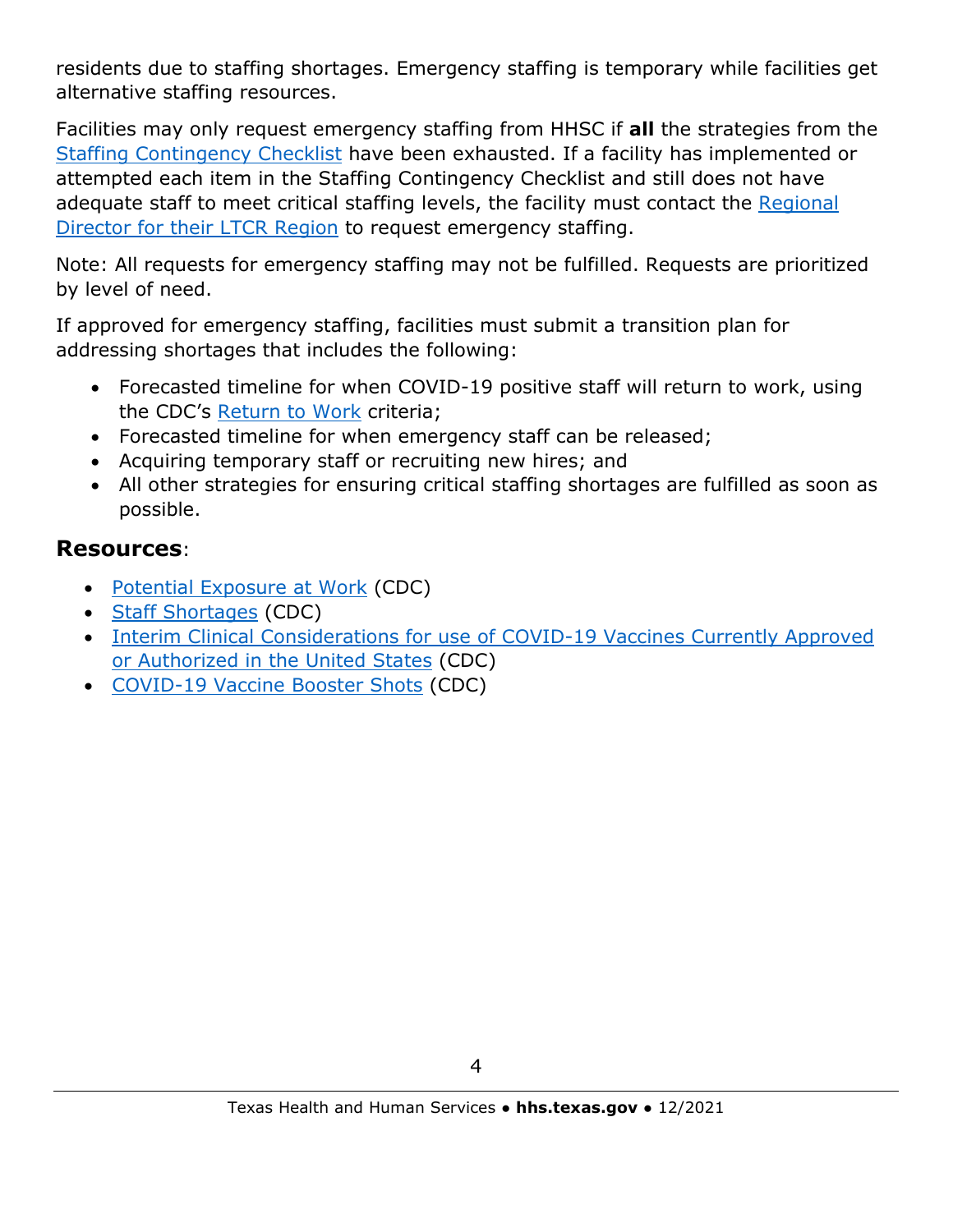residents due to staffing shortages. Emergency staffing is temporary while facilities get alternative staffing resources.

Facilities may only request emergency staffing from HHSC if **all** the strategies from the Staffing Contingency Checklist have been exhausted. If a facility has implemented or attempted each item in the Staffing Contingency Checklist and still does not have adequate staff to meet critical staffing levels, the facility must contact the Regional Director for their LTCR Region to request emergency staffing.

Note: All requests for emergency staffing may not be fulfilled. Requests are prioritized by level of need.

If approved for emergency staffing, facilities must submit a transition plan for addressing shortages that includes the following:

- Forecasted timeline for when COVID-19 positive staff will return to work, using the CDC's Return to Work criteria;
- Forecasted timeline for when emergency staff can be released;
- Acquiring temporary staff or recruiting new hires; and
- All other strategies for ensuring critical staffing shortages are fulfilled as soon as possible.

## **Resources**:

- Potential Exposure at Work (CDC)
- Staff Shortages (CDC)
- Interim Clinical Considerations for use of COVID-19 Vaccines Currently Approved or Authorized in the United States (CDC)
- COVID-19 Vaccine Booster Shots (CDC)